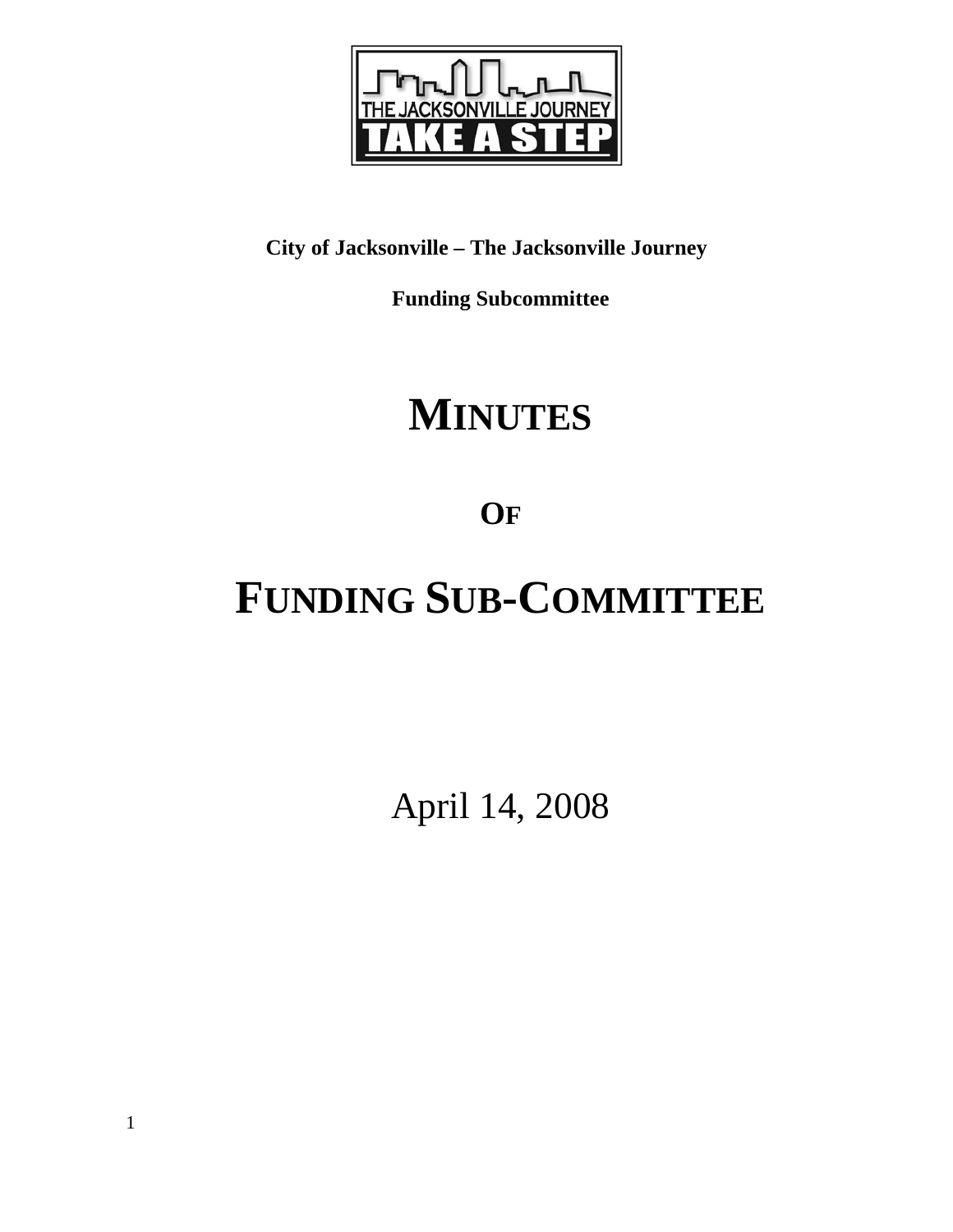**City of Jacksonville – The Jacksonville Journey**

**Funding Subcommittee**

# MINUTES

## OF

# FUNDING SUB-COMMITTEE

April 14, 2008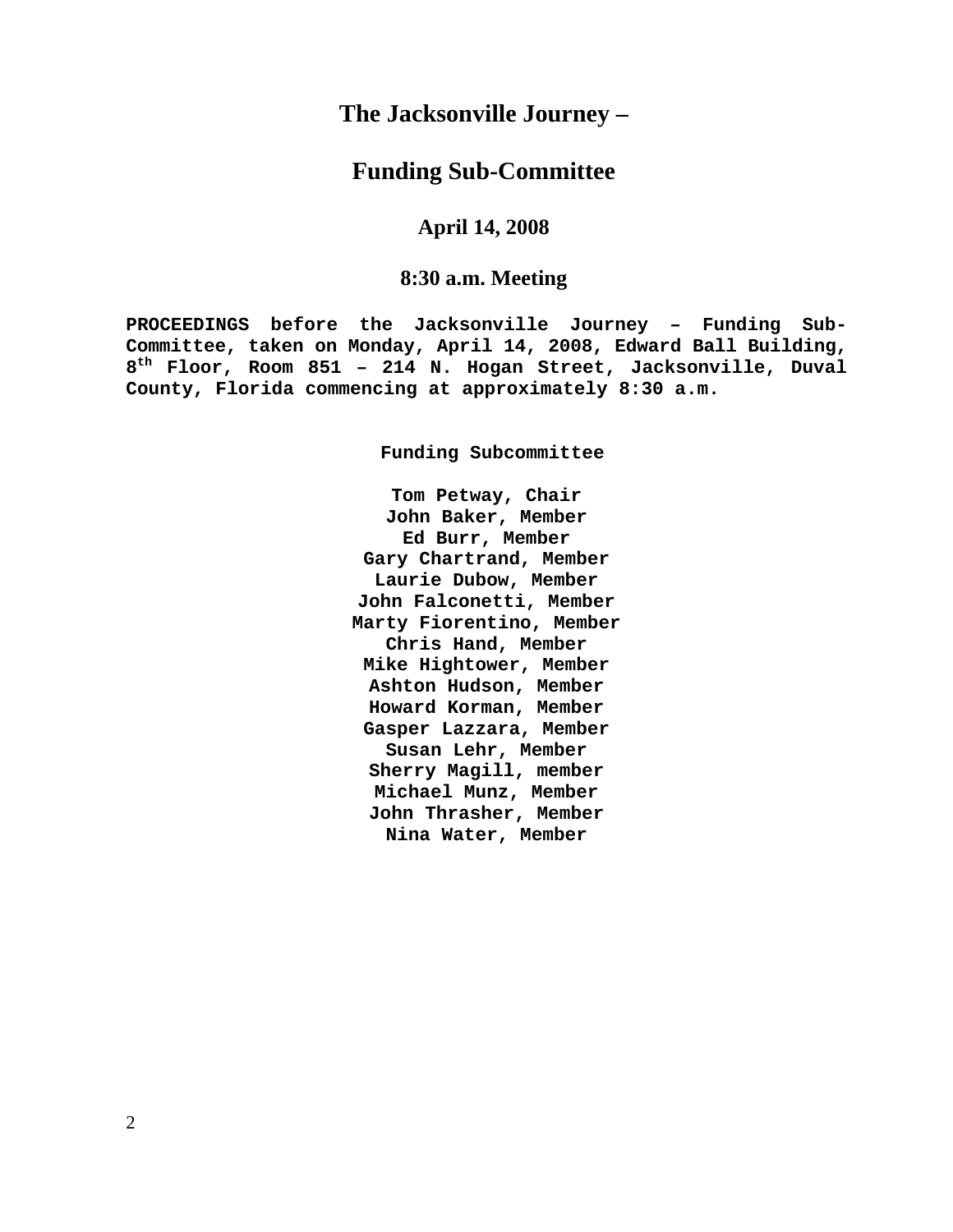# The Jacksonville Journey –

## Funding Sub-Committee

### April 14, 2008

### 8:30 a.m. Meeting

**PROCEEDINGS before the Jacksonville Journey – Funding Sub-Committee, taken on Monday, April 14, 2008, Edward Ball Building, 8th Floor, Room 851 – 214 N. Hogan Street, Jacksonville, Duval County, Florida commencing at approximately 8:30 a.m.**

**Funding Subcommittee**

**Tom Petway, Chair**
**John Baker, Member**
**Ed Burr, Member**
**Gary Chartrand, Member**
**Laurie Dubow, Member**
**John Falconetti, Member**
**Marty Fiorentino, Member**
**Chris Hand, Member**
**Mike Hightower, Member**
**Ashton Hudson, Member**
**Howard Korman, Member**
**Gasper Lazzara, Member**
**Susan Lehr, Member**
**Sherry Magill, member**
**Michael Munz, Member**
**John Thrasher, Member**
**Nina Water, Member**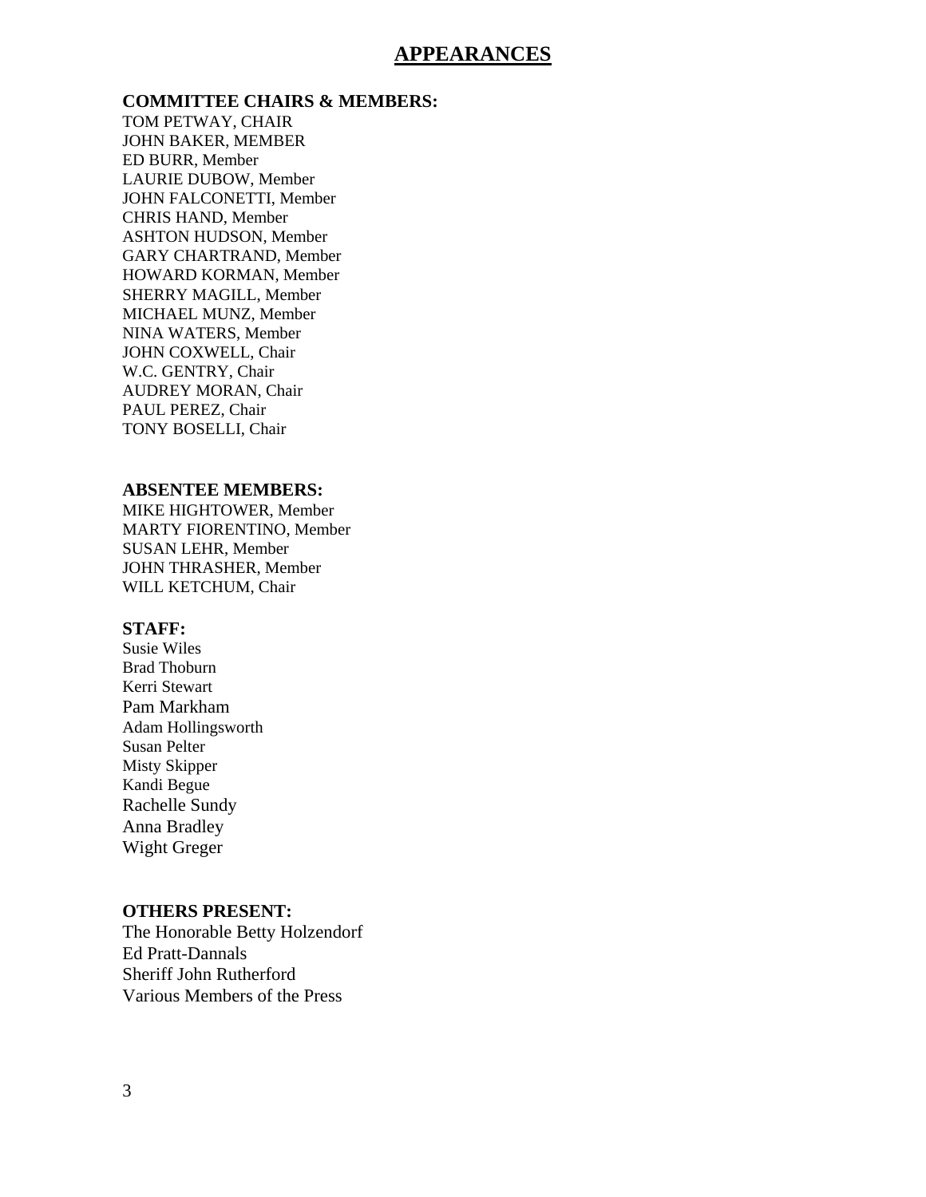# APPEARANCES

**COMMITTEE CHAIRS & MEMBERS:**

TOM PETWAY, CHAIR
JOHN BAKER, MEMBER
ED BURR, Member
LAURIE DUBOW, Member
JOHN FALCONETTI, Member
CHRIS HAND, Member
ASHTON HUDSON, Member
GARY CHARTRAND, Member
HOWARD KORMAN, Member
SHERRY MAGILL, Member
MICHAEL MUNZ, Member
NINA WATERS, Member
JOHN COXWELL, Chair
W.C. GENTRY, Chair
AUDREY MORAN, Chair
PAUL PEREZ, Chair
TONY BOSELLI, Chair

**ABSENTEE MEMBERS:**

MIKE HIGHTOWER, Member
MARTY FIORENTINO, Member
SUSAN LEHR, Member
JOHN THRASHER, Member
WILL KETCHUM, Chair

**STAFF:**

Susie Wiles
Brad Thoburn
Kerri Stewart
Pam Markham
Adam Hollingsworth
Susan Pelter
Misty Skipper
Kandi Begue
Rachelle Sundy
Anna Bradley
Wight Greger

**OTHERS PRESENT:**

The Honorable Betty Holzendorf
Ed Pratt-Dannals
Sheriff John Rutherford
Various Members of the Press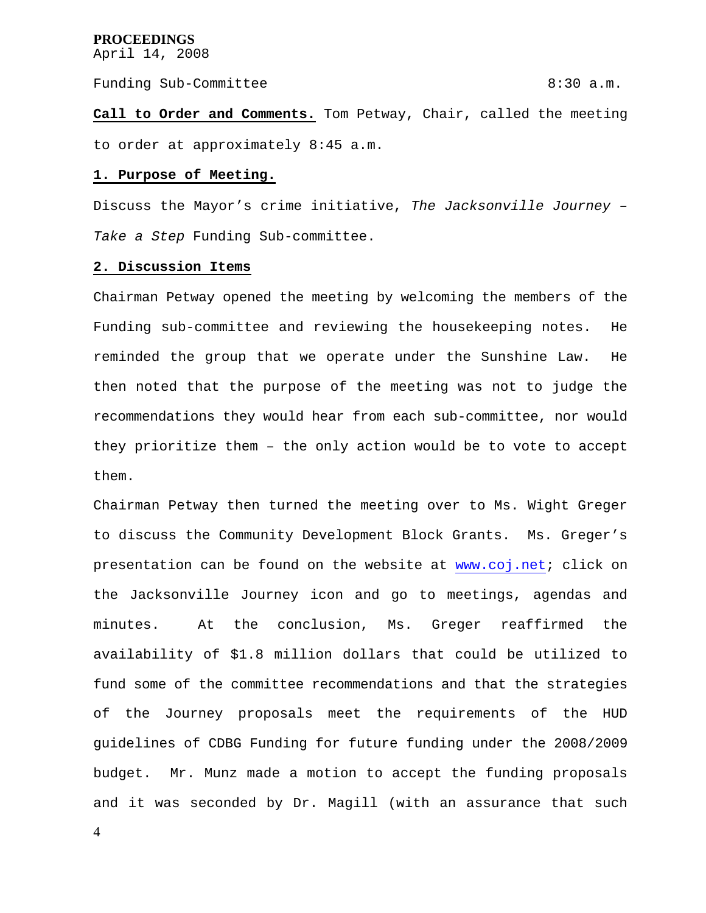**PROCEEDINGS**
April 14, 2008

Funding Sub-Committee 8:30 a.m.

**Call to Order and Comments.** Tom Petway, Chair, called the meeting to order at approximately 8:45 a.m.

**1. Purpose of Meeting.**

Discuss the Mayor's crime initiative, *The Jacksonville Journey – Take a Step* Funding Sub-committee.

**2. Discussion Items**

Chairman Petway opened the meeting by welcoming the members of the Funding sub-committee and reviewing the housekeeping notes. He reminded the group that we operate under the Sunshine Law. He then noted that the purpose of the meeting was not to judge the recommendations they would hear from each sub-committee, nor would they prioritize them – the only action would be to vote to accept them.

Chairman Petway then turned the meeting over to Ms. Wight Greger to discuss the Community Development Block Grants. Ms. Greger's presentation can be found on the website at www.coj.net; click on the Jacksonville Journey icon and go to meetings, agendas and minutes. At the conclusion, Ms. Greger reaffirmed the availability of $1.8 million dollars that could be utilized to fund some of the committee recommendations and that the strategies of the Journey proposals meet the requirements of the HUD guidelines of CDBG Funding for future funding under the 2008/2009 budget. Mr. Munz made a motion to accept the funding proposals and it was seconded by Dr. Magill (with an assurance that such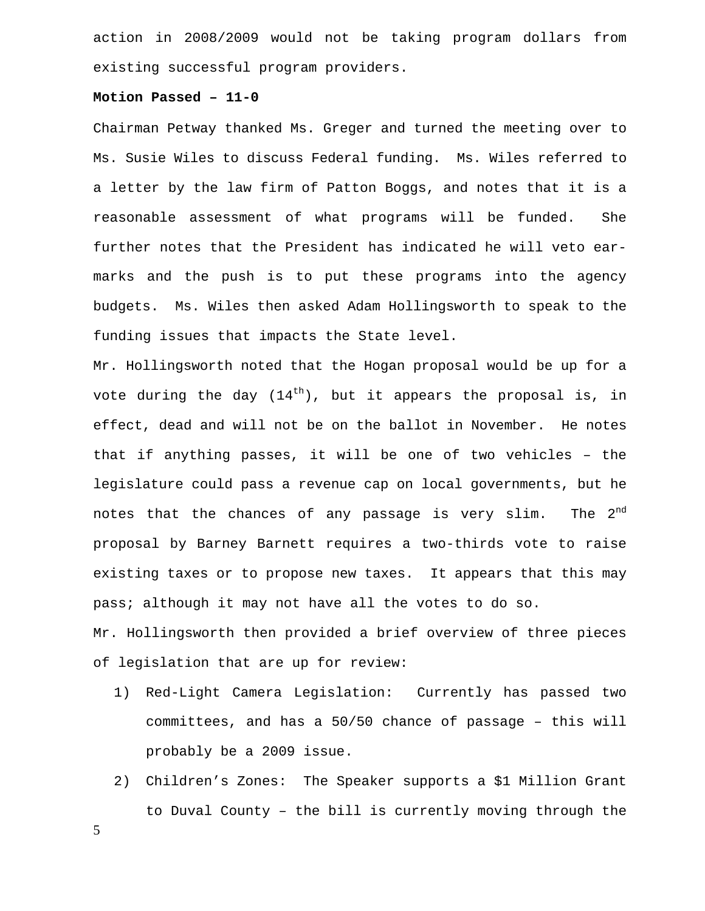action in 2008/2009 would not be taking program dollars from existing successful program providers.

**Motion Passed – 11-0**

Chairman Petway thanked Ms. Greger and turned the meeting over to Ms. Susie Wiles to discuss Federal funding. Ms. Wiles referred to a letter by the law firm of Patton Boggs, and notes that it is a reasonable assessment of what programs will be funded. She further notes that the President has indicated he will veto ear-marks and the push is to put these programs into the agency budgets. Ms. Wiles then asked Adam Hollingsworth to speak to the funding issues that impacts the State level.

Mr. Hollingsworth noted that the Hogan proposal would be up for a vote during the day (14th), but it appears the proposal is, in effect, dead and will not be on the ballot in November. He notes that if anything passes, it will be one of two vehicles – the legislature could pass a revenue cap on local governments, but he notes that the chances of any passage is very slim. The 2nd proposal by Barney Barnett requires a two-thirds vote to raise existing taxes or to propose new taxes. It appears that this may pass; although it may not have all the votes to do so.

Mr. Hollingsworth then provided a brief overview of three pieces of legislation that are up for review:

1) Red-Light Camera Legislation: Currently has passed two committees, and has a 50/50 chance of passage – this will probably be a 2009 issue.
2) Children's Zones: The Speaker supports a $1 Million Grant to Duval County – the bill is currently moving through the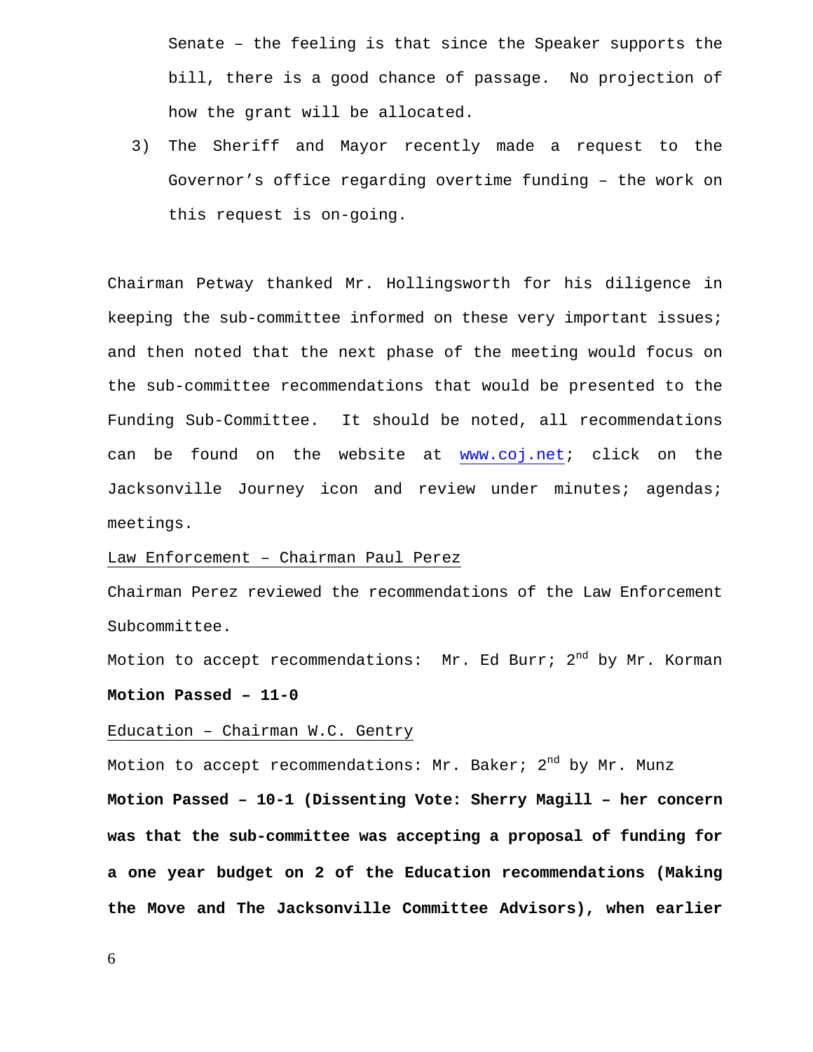Senate – the feeling is that since the Speaker supports the bill, there is a good chance of passage. No projection of how the grant will be allocated.

3) The Sheriff and Mayor recently made a request to the Governor's office regarding overtime funding – the work on this request is on-going.

Chairman Petway thanked Mr. Hollingsworth for his diligence in keeping the sub-committee informed on these very important issues; and then noted that the next phase of the meeting would focus on the sub-committee recommendations that would be presented to the Funding Sub-Committee. It should be noted, all recommendations can be found on the website at www.coj.net; click on the Jacksonville Journey icon and review under minutes; agendas; meetings.

Law Enforcement – Chairman Paul Perez

Chairman Perez reviewed the recommendations of the Law Enforcement Subcommittee.

Motion to accept recommendations: Mr. Ed Burr; 2nd by Mr. Korman

**Motion Passed – 11-0**

Education – Chairman W.C. Gentry

Motion to accept recommendations: Mr. Baker; 2nd by Mr. Munz

**Motion Passed – 10-1 (Dissenting Vote: Sherry Magill – her concern was that the sub-committee was accepting a proposal of funding for a one year budget on 2 of the Education recommendations (Making the Move and The Jacksonville Committee Advisors), when earlier**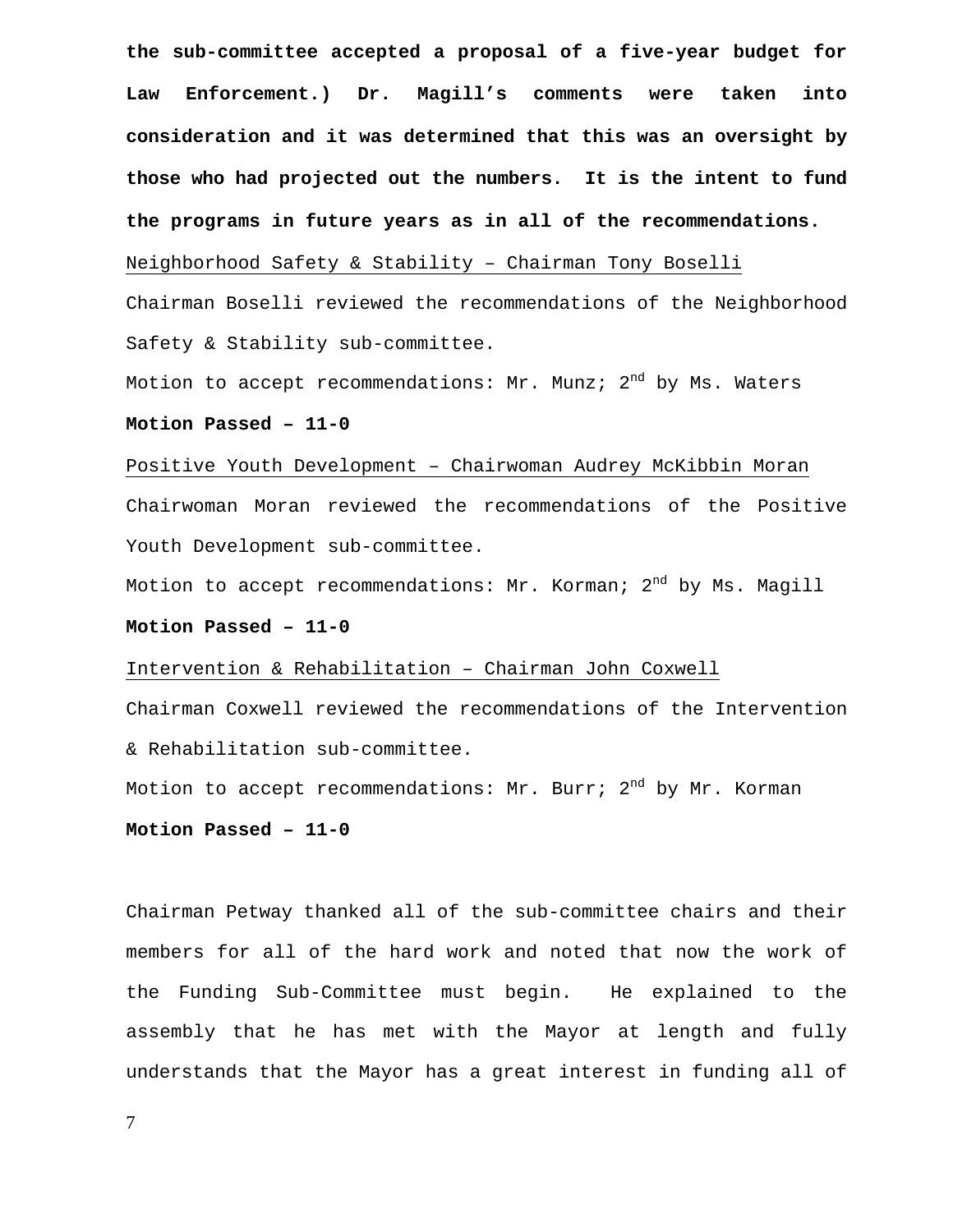**the sub-committee accepted a proposal of a five-year budget for Law Enforcement.) Dr. Magill's comments were taken into consideration and it was determined that this was an oversight by those who had projected out the numbers. It is the intent to fund the programs in future years as in all of the recommendations.**

Neighborhood Safety & Stability – Chairman Tony Boselli

Chairman Boselli reviewed the recommendations of the Neighborhood Safety & Stability sub-committee.

Motion to accept recommendations: Mr. Munz; 2nd by Ms. Waters

**Motion Passed – 11-0**

Positive Youth Development – Chairwoman Audrey McKibbin Moran

Chairwoman Moran reviewed the recommendations of the Positive Youth Development sub-committee.

Motion to accept recommendations: Mr. Korman; 2nd by Ms. Magill

**Motion Passed – 11-0**

Intervention & Rehabilitation – Chairman John Coxwell

Chairman Coxwell reviewed the recommendations of the Intervention & Rehabilitation sub-committee.

Motion to accept recommendations: Mr. Burr; 2nd by Mr. Korman

**Motion Passed – 11-0**

Chairman Petway thanked all of the sub-committee chairs and their members for all of the hard work and noted that now the work of the Funding Sub-Committee must begin. He explained to the assembly that he has met with the Mayor at length and fully understands that the Mayor has a great interest in funding all of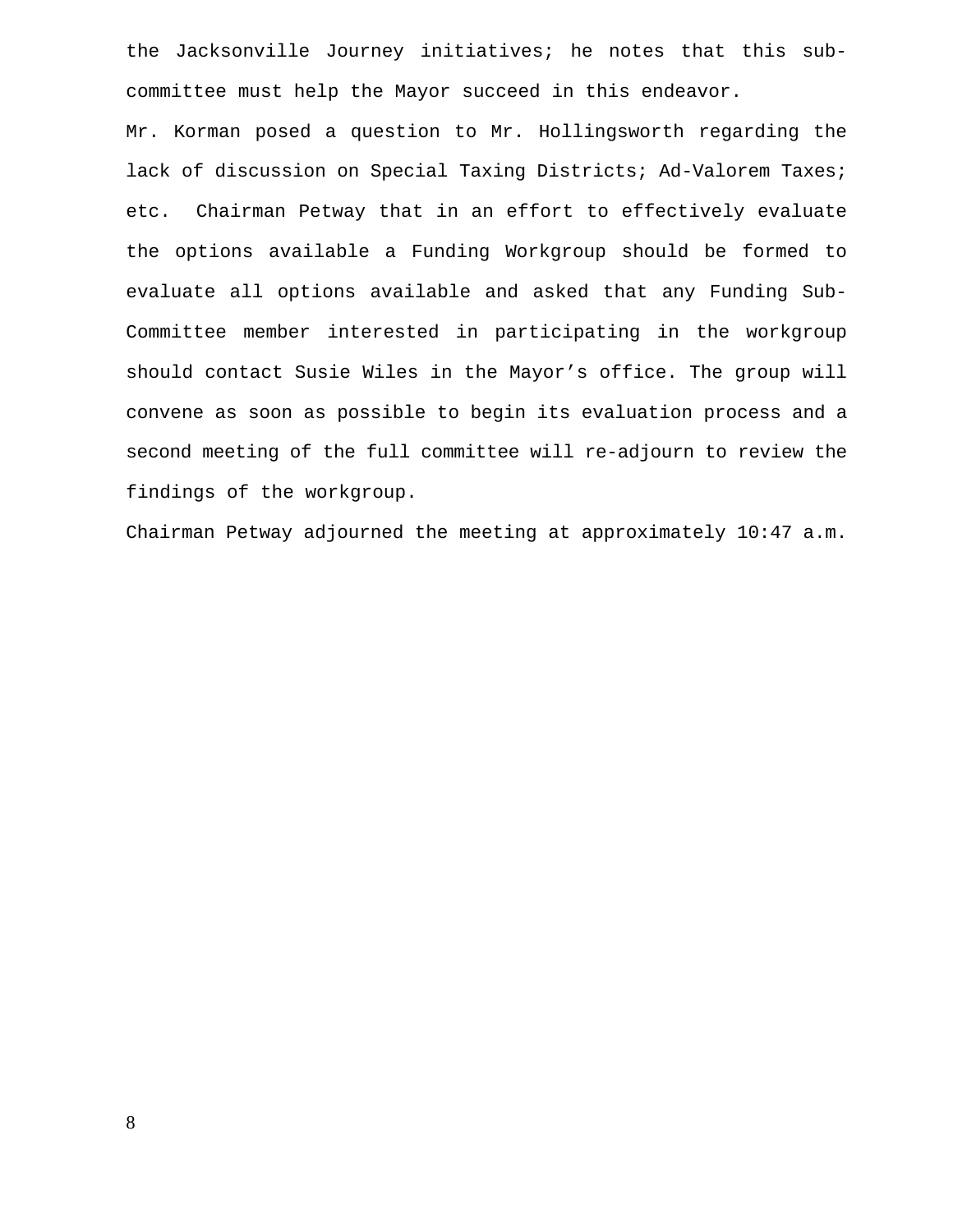the Jacksonville Journey initiatives; he notes that this sub-committee must help the Mayor succeed in this endeavor.

Mr. Korman posed a question to Mr. Hollingsworth regarding the lack of discussion on Special Taxing Districts; Ad-Valorem Taxes; etc. Chairman Petway that in an effort to effectively evaluate the options available a Funding Workgroup should be formed to evaluate all options available and asked that any Funding Sub-Committee member interested in participating in the workgroup should contact Susie Wiles in the Mayor's office. The group will convene as soon as possible to begin its evaluation process and a second meeting of the full committee will re-adjourn to review the findings of the workgroup.

Chairman Petway adjourned the meeting at approximately 10:47 a.m.